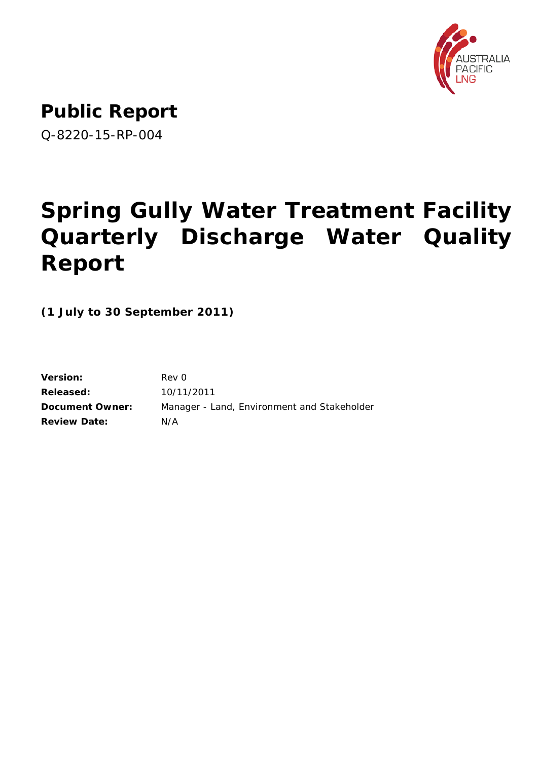# Public Report

Q-8220-15-RP-004

# Spring Gully Water Treatment Facility Quarterly Discharge Water Quality Report

**(1 July to 30 September 2011)**

| | |
|---|---|
| **Version:** | Rev 0 |
| **Released:** | 10/11/2011 |
| **Document Owner:** | Manager - Land, Environment and Stakeholder |
| **Review Date:** | N/A |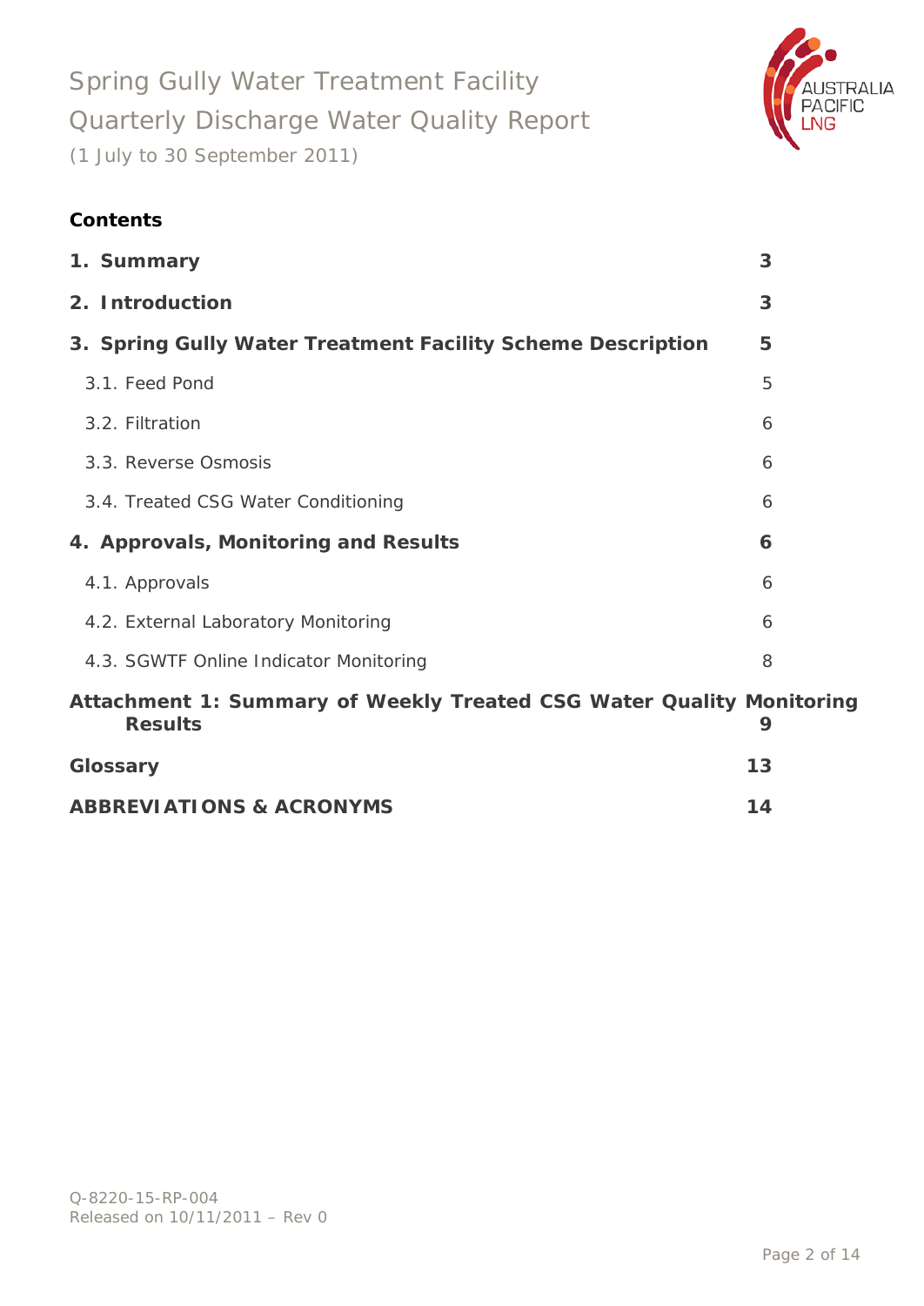Spring Gully Water Treatment Facility
Quarterly Discharge Water Quality Report
(1 July to 30 September 2011)

**Contents**

| | |
|---|---|
| **1. Summary** | **3** |
| **2. Introduction** | **3** |
| **3. Spring Gully Water Treatment Facility Scheme Description** | **5** |
| 3.1. Feed Pond | 5 |
| 3.2. Filtration | 6 |
| 3.3. Reverse Osmosis | 6 |
| 3.4. Treated CSG Water Conditioning | 6 |
| **4. Approvals, Monitoring and Results** | **6** |
| 4.1. Approvals | 6 |
| 4.2. External Laboratory Monitoring | 6 |
| 4.3. SGWTF Online Indicator Monitoring | 8 |
| **Attachment 1: Summary of Weekly Treated CSG Water Quality Monitoring Results** | **9** |
| **Glossary** | **13** |
| **ABBREVIATIONS & ACRONYMS** | **14** |

Q-8220-15-RP-004
Released on 10/11/2011 – Rev 0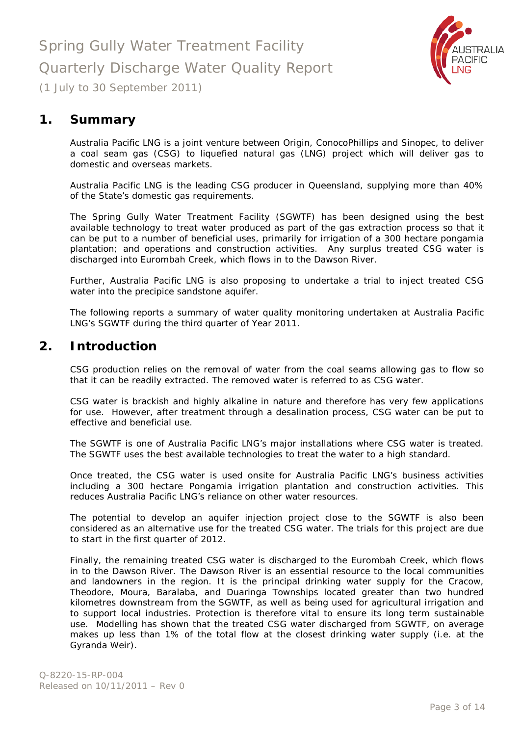## 1. Summary

Australia Pacific LNG is a joint venture between Origin, ConocoPhillips and Sinopec, to deliver a coal seam gas (CSG) to liquefied natural gas (LNG) project which will deliver gas to domestic and overseas markets.

Australia Pacific LNG is the leading CSG producer in Queensland, supplying more than 40% of the State's domestic gas requirements.

The Spring Gully Water Treatment Facility (SGWTF) has been designed using the best available technology to treat water produced as part of the gas extraction process so that it can be put to a number of beneficial uses, primarily for irrigation of a 300 hectare pongamia plantation; and operations and construction activities. Any surplus treated CSG water is discharged into Eurombah Creek, which flows in to the Dawson River.

Further, Australia Pacific LNG is also proposing to undertake a trial to inject treated CSG water into the precipice sandstone aquifer.

The following reports a summary of water quality monitoring undertaken at Australia Pacific LNG's SGWTF during the third quarter of Year 2011.

## 2. Introduction

CSG production relies on the removal of water from the coal seams allowing gas to flow so that it can be readily extracted. The removed water is referred to as CSG water.

CSG water is brackish and highly alkaline in nature and therefore has very few applications for use. However, after treatment through a desalination process, CSG water can be put to effective and beneficial use.

The SGWTF is one of Australia Pacific LNG's major installations where CSG water is treated. The SGWTF uses the best available technologies to treat the water to a high standard.

Once treated, the CSG water is used onsite for Australia Pacific LNG's business activities including a 300 hectare Pongamia irrigation plantation and construction activities. This reduces Australia Pacific LNG's reliance on other water resources.

The potential to develop an aquifer injection project close to the SGWTF is also been considered as an alternative use for the treated CSG water. The trials for this project are due to start in the first quarter of 2012.

Finally, the remaining treated CSG water is discharged to the Eurombah Creek, which flows in to the Dawson River. The Dawson River is an essential resource to the local communities and landowners in the region. It is the principal drinking water supply for the Cracow, Theodore, Moura, Baralaba, and Duaringa Townships located greater than two hundred kilometres downstream from the SGWTF, as well as being used for agricultural irrigation and to support local industries. Protection is therefore vital to ensure its long term sustainable use. Modelling has shown that the treated CSG water discharged from SGWTF, on average makes up less than 1% of the total flow at the closest drinking water supply (i.e. at the Gyranda Weir).

Q-8220-15-RP-004
Released on 10/11/2011 – Rev 0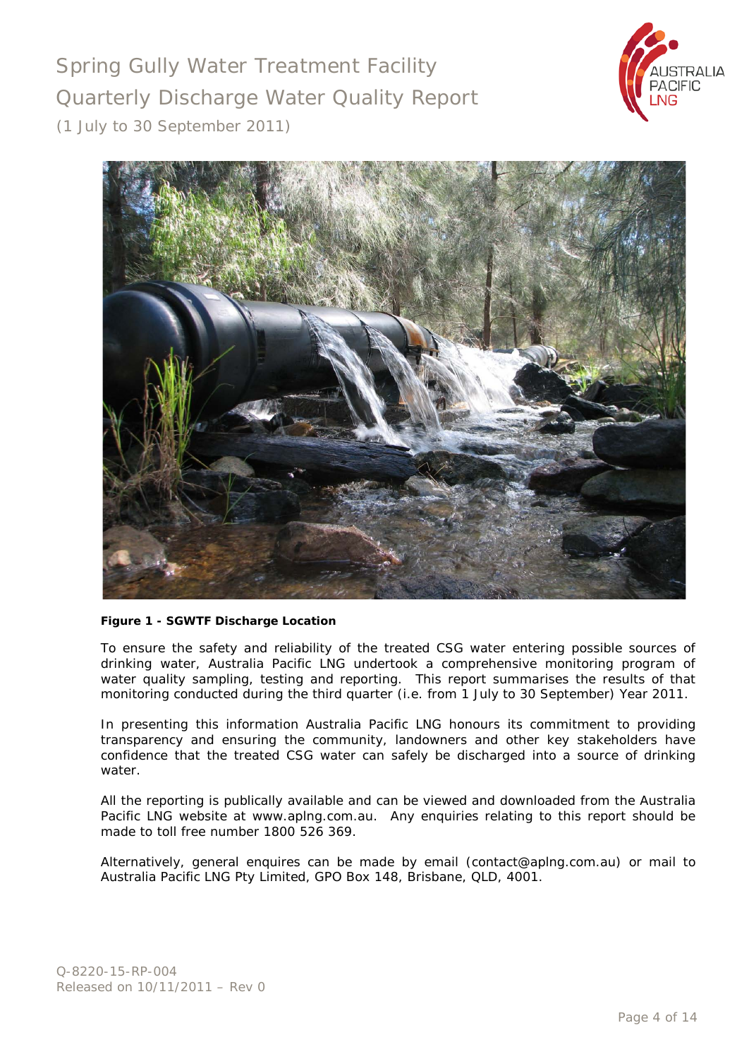**Figure 1 - SGWTF Discharge Location**

To ensure the safety and reliability of the treated CSG water entering possible sources of drinking water, Australia Pacific LNG undertook a comprehensive monitoring program of water quality sampling, testing and reporting. This report summarises the results of that monitoring conducted during the third quarter (i.e. from 1 July to 30 September) Year 2011.

In presenting this information Australia Pacific LNG honours its commitment to providing transparency and ensuring the community, landowners and other key stakeholders have confidence that the treated CSG water can safely be discharged into a source of drinking water.

All the reporting is publically available and can be viewed and downloaded from the Australia Pacific LNG website at www.aplng.com.au. Any enquiries relating to this report should be made to toll free number 1800 526 369.

Alternatively, general enquires can be made by email (contact@aplng.com.au) or mail to Australia Pacific LNG Pty Limited, GPO Box 148, Brisbane, QLD, 4001.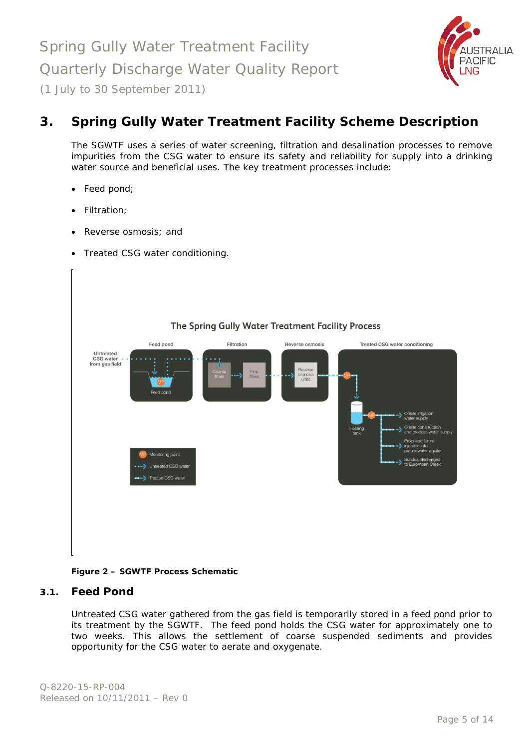## 3. Spring Gully Water Treatment Facility Scheme Description

The SGWTF uses a series of water screening, filtration and desalination processes to remove impurities from the CSG water to ensure its safety and reliability for supply into a drinking water source and beneficial uses. The key treatment processes include:

- Feed pond;
- Filtration;
- Reverse osmosis; and
- Treated CSG water conditioning.

**Figure 2 – SGWTF Process Schematic**

### 3.1. Feed Pond

Untreated CSG water gathered from the gas field is temporarily stored in a feed pond prior to its treatment by the SGWTF. The feed pond holds the CSG water for approximately one to two weeks. This allows the settlement of coarse suspended sediments and provides opportunity for the CSG water to aerate and oxygenate.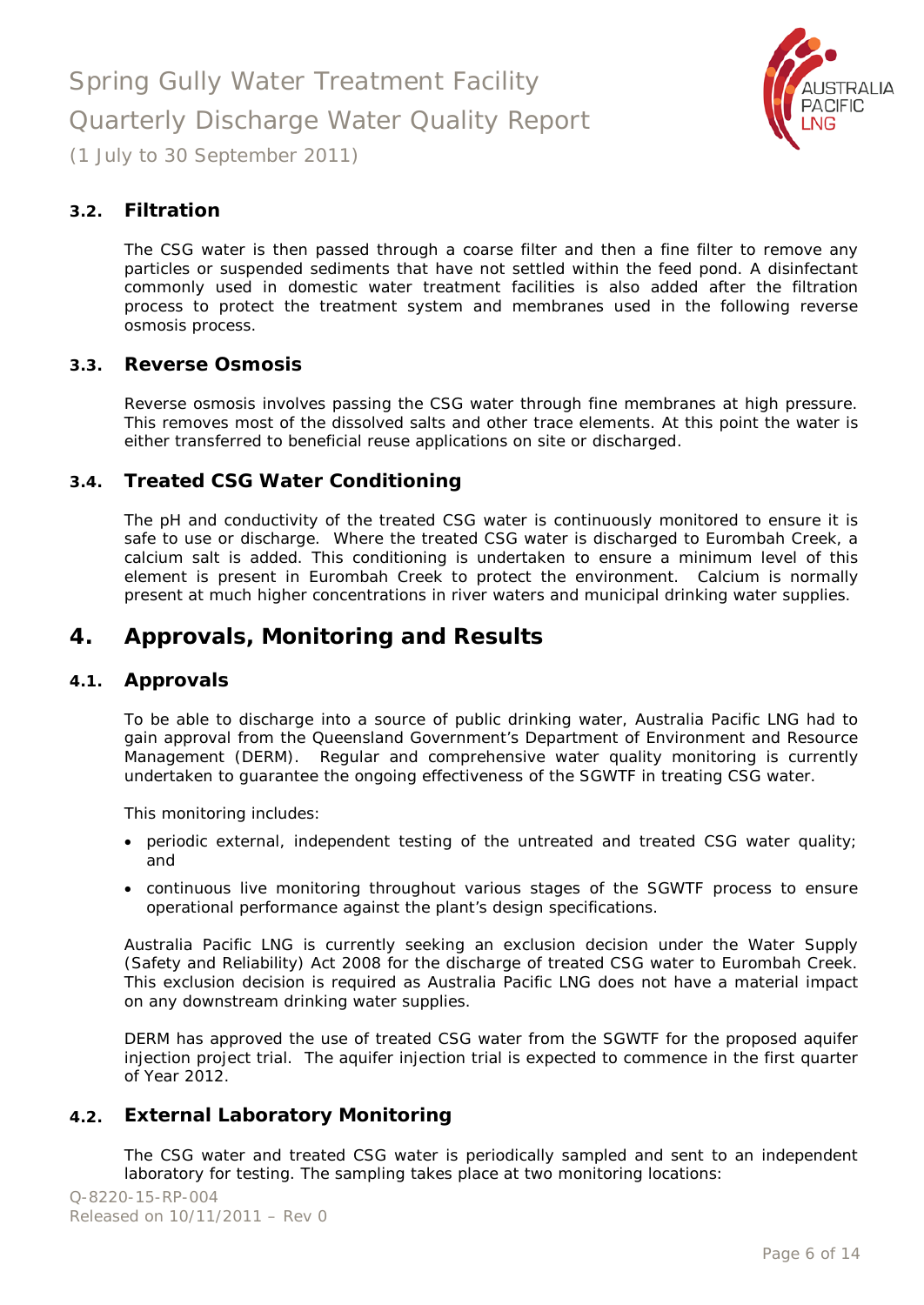### 3.2. Filtration

The CSG water is then passed through a coarse filter and then a fine filter to remove any particles or suspended sediments that have not settled within the feed pond. A disinfectant commonly used in domestic water treatment facilities is also added after the filtration process to protect the treatment system and membranes used in the following reverse osmosis process.

### 3.3. Reverse Osmosis

Reverse osmosis involves passing the CSG water through fine membranes at high pressure. This removes most of the dissolved salts and other trace elements. At this point the water is either transferred to beneficial reuse applications on site or discharged.

### 3.4. Treated CSG Water Conditioning

The pH and conductivity of the treated CSG water is continuously monitored to ensure it is safe to use or discharge. Where the treated CSG water is discharged to Eurombah Creek, a calcium salt is added. This conditioning is undertaken to ensure a minimum level of this element is present in Eurombah Creek to protect the environment. Calcium is normally present at much higher concentrations in river waters and municipal drinking water supplies.

## 4. Approvals, Monitoring and Results

### 4.1. Approvals

To be able to discharge into a source of public drinking water, Australia Pacific LNG had to gain approval from the Queensland Government's Department of Environment and Resource Management (DERM). Regular and comprehensive water quality monitoring is currently undertaken to guarantee the ongoing effectiveness of the SGWTF in treating CSG water.

This monitoring includes:

- periodic external, independent testing of the untreated and treated CSG water quality; and
- continuous live monitoring throughout various stages of the SGWTF process to ensure operational performance against the plant's design specifications.

Australia Pacific LNG is currently seeking an exclusion decision under the Water Supply (Safety and Reliability) Act 2008 for the discharge of treated CSG water to Eurombah Creek. This exclusion decision is required as Australia Pacific LNG does not have a material impact on any downstream drinking water supplies.

DERM has approved the use of treated CSG water from the SGWTF for the proposed aquifer injection project trial. The aquifer injection trial is expected to commence in the first quarter of Year 2012.

### 4.2. External Laboratory Monitoring

The CSG water and treated CSG water is periodically sampled and sent to an independent laboratory for testing. The sampling takes place at two monitoring locations: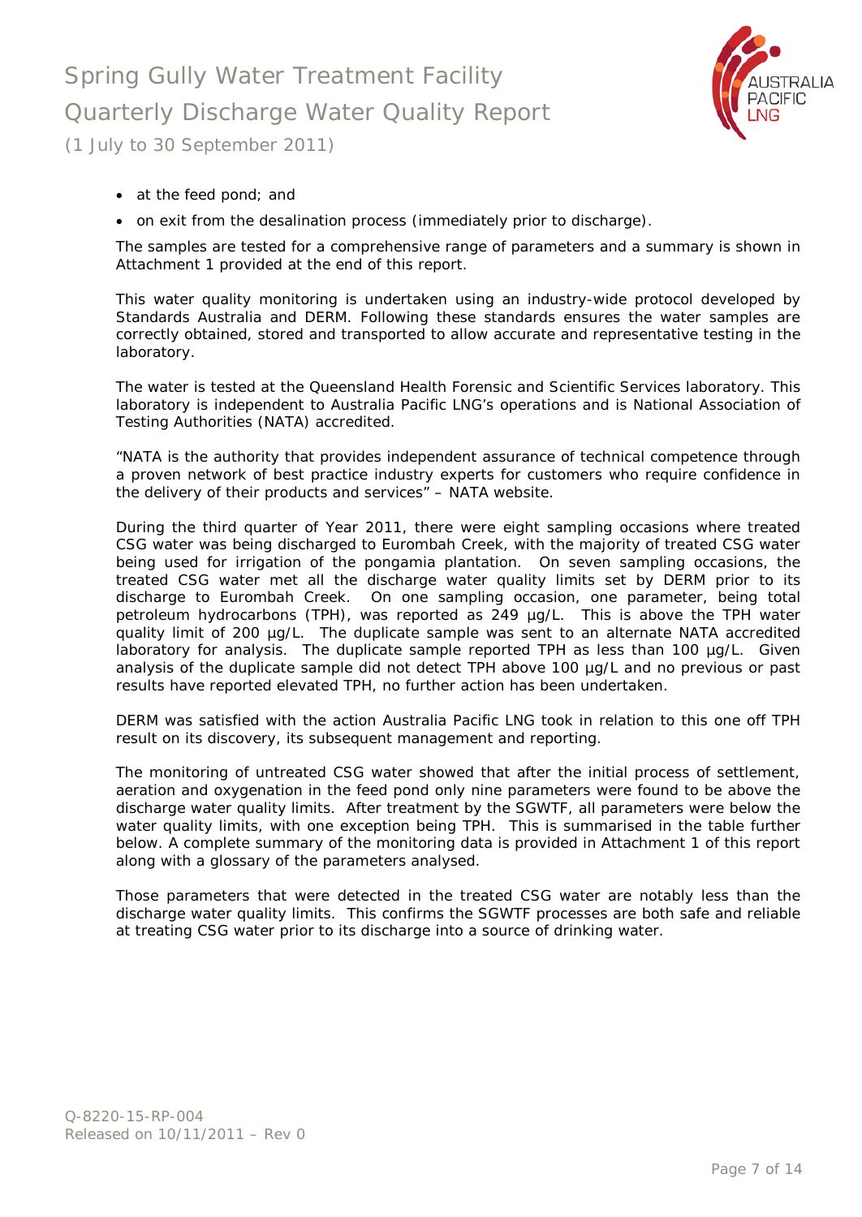- at the feed pond; and
- on exit from the desalination process (immediately prior to discharge).

The samples are tested for a comprehensive range of parameters and a summary is shown in Attachment 1 provided at the end of this report.

This water quality monitoring is undertaken using an industry-wide protocol developed by Standards Australia and DERM. Following these standards ensures the water samples are correctly obtained, stored and transported to allow accurate and representative testing in the laboratory.

The water is tested at the Queensland Health Forensic and Scientific Services laboratory. This laboratory is independent to Australia Pacific LNG's operations and is National Association of Testing Authorities (NATA) accredited.

"NATA is the authority that provides independent assurance of technical competence through a proven network of best practice industry experts for customers who require confidence in the delivery of their products and services" – NATA website.

During the third quarter of Year 2011, there were eight sampling occasions where treated CSG water was being discharged to Eurombah Creek, with the majority of treated CSG water being used for irrigation of the pongamia plantation. On seven sampling occasions, the treated CSG water met all the discharge water quality limits set by DERM prior to its discharge to Eurombah Creek. On one sampling occasion, one parameter, being total petroleum hydrocarbons (TPH), was reported as 249 µg/L. This is above the TPH water quality limit of 200 µg/L. The duplicate sample was sent to an alternate NATA accredited laboratory for analysis. The duplicate sample reported TPH as less than 100 µg/L. Given analysis of the duplicate sample did not detect TPH above 100 µg/L and no previous or past results have reported elevated TPH, no further action has been undertaken.

DERM was satisfied with the action Australia Pacific LNG took in relation to this one off TPH result on its discovery, its subsequent management and reporting.

The monitoring of untreated CSG water showed that after the initial process of settlement, aeration and oxygenation in the feed pond only nine parameters were found to be above the discharge water quality limits. After treatment by the SGWTF, all parameters were below the water quality limits, with one exception being TPH. This is summarised in the table further below. A complete summary of the monitoring data is provided in Attachment 1 of this report along with a glossary of the parameters analysed.

Those parameters that were detected in the treated CSG water are notably less than the discharge water quality limits. This confirms the SGWTF processes are both safe and reliable at treating CSG water prior to its discharge into a source of drinking water.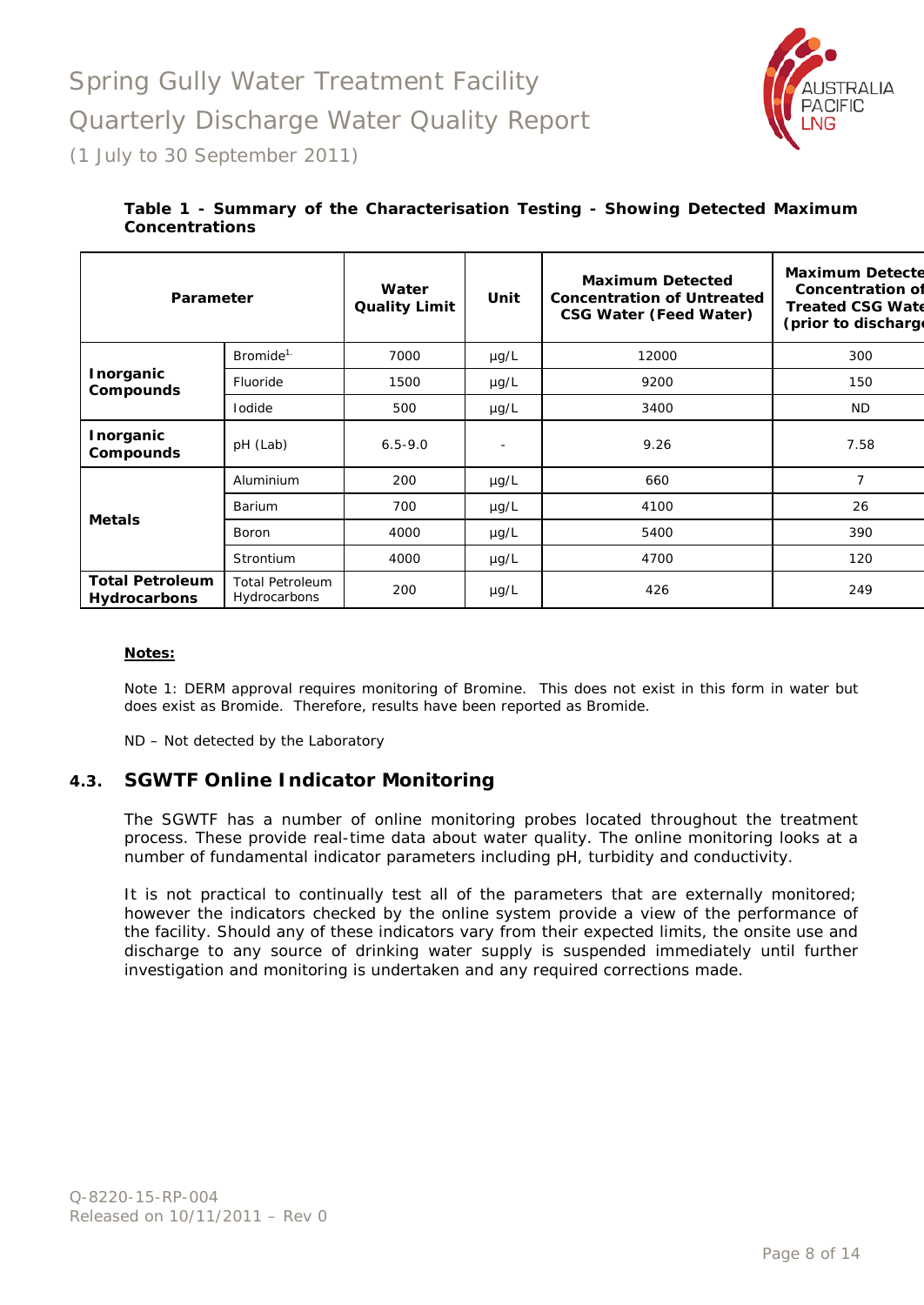**Table 1 - Summary of the Characterisation Testing - Showing Detected Maximum Concentrations**

| Parameter | | Water Quality Limit | Unit | Maximum Detected Concentration of Untreated CSG Water (Feed Water) | Maximum Detected Concentration of Treated CSG Water (prior to discharge) |
|---|---|---|---|---|---|
| **Inorganic Compounds** | Bromide[1] | 7000 | µg/L | 12000 | 300 |
| | Fluoride | 1500 | µg/L | 9200 | 150 |
| | Iodide | 500 | µg/L | 3400 | ND |
| **Inorganic Compounds** | pH (Lab) | 6.5-9.0 | - | 9.26 | 7.58 |
| **Metals** | Aluminium | 200 | µg/L | 660 | 7 |
| | Barium | 700 | µg/L | 4100 | 26 |
| | Boron | 4000 | µg/L | 5400 | 390 |
| | Strontium | 4000 | µg/L | 4700 | 120 |
| **Total Petroleum Hydrocarbons** | Total Petroleum Hydrocarbons | 200 | µg/L | 426 | 249 |

**Notes:**

Note 1: DERM approval requires monitoring of Bromine. This does not exist in this form in water but does exist as Bromide. Therefore, results have been reported as Bromide.

ND – Not detected by the Laboratory

## 4.3. SGWTF Online Indicator Monitoring

The SGWTF has a number of online monitoring probes located throughout the treatment process. These provide real-time data about water quality. The online monitoring looks at a number of fundamental indicator parameters including pH, turbidity and conductivity.

It is not practical to continually test all of the parameters that are externally monitored; however the indicators checked by the online system provide a view of the performance of the facility. Should any of these indicators vary from their expected limits, the onsite use and discharge to any source of drinking water supply is suspended immediately until further investigation and monitoring is undertaken and any required corrections made.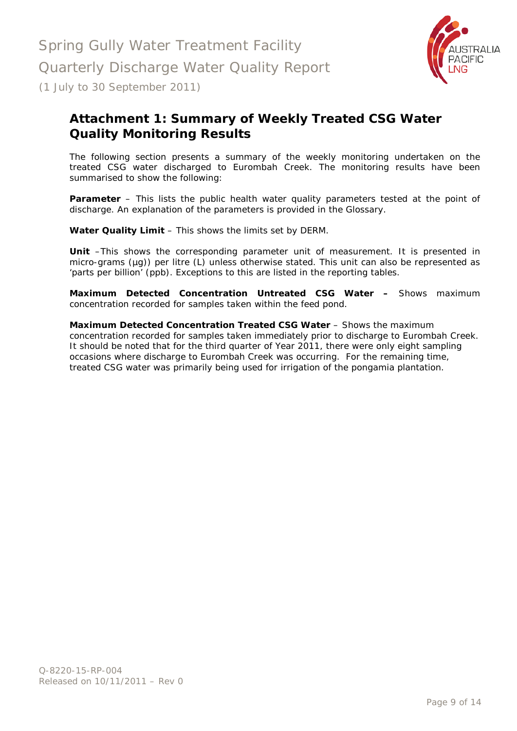## Attachment 1: Summary of Weekly Treated CSG Water Quality Monitoring Results

The following section presents a summary of the weekly monitoring undertaken on the treated CSG water discharged to Eurombah Creek. The monitoring results have been summarised to show the following:

**Parameter** – This lists the public health water quality parameters tested at the point of discharge. An explanation of the parameters is provided in the Glossary.

**Water Quality Limit** – This shows the limits set by DERM.

**Unit** –This shows the corresponding parameter unit of measurement. It is presented in micro-grams (µg)) per litre (L) unless otherwise stated. This unit can also be represented as 'parts per billion' (ppb). Exceptions to this are listed in the reporting tables.

**Maximum Detected Concentration Untreated CSG Water –** Shows maximum concentration recorded for samples taken within the feed pond.

**Maximum Detected Concentration Treated CSG Water** – Shows the maximum concentration recorded for samples taken immediately prior to discharge to Eurombah Creek. It should be noted that for the third quarter of Year 2011, there were only eight sampling occasions where discharge to Eurombah Creek was occurring. For the remaining time, treated CSG water was primarily being used for irrigation of the pongamia plantation.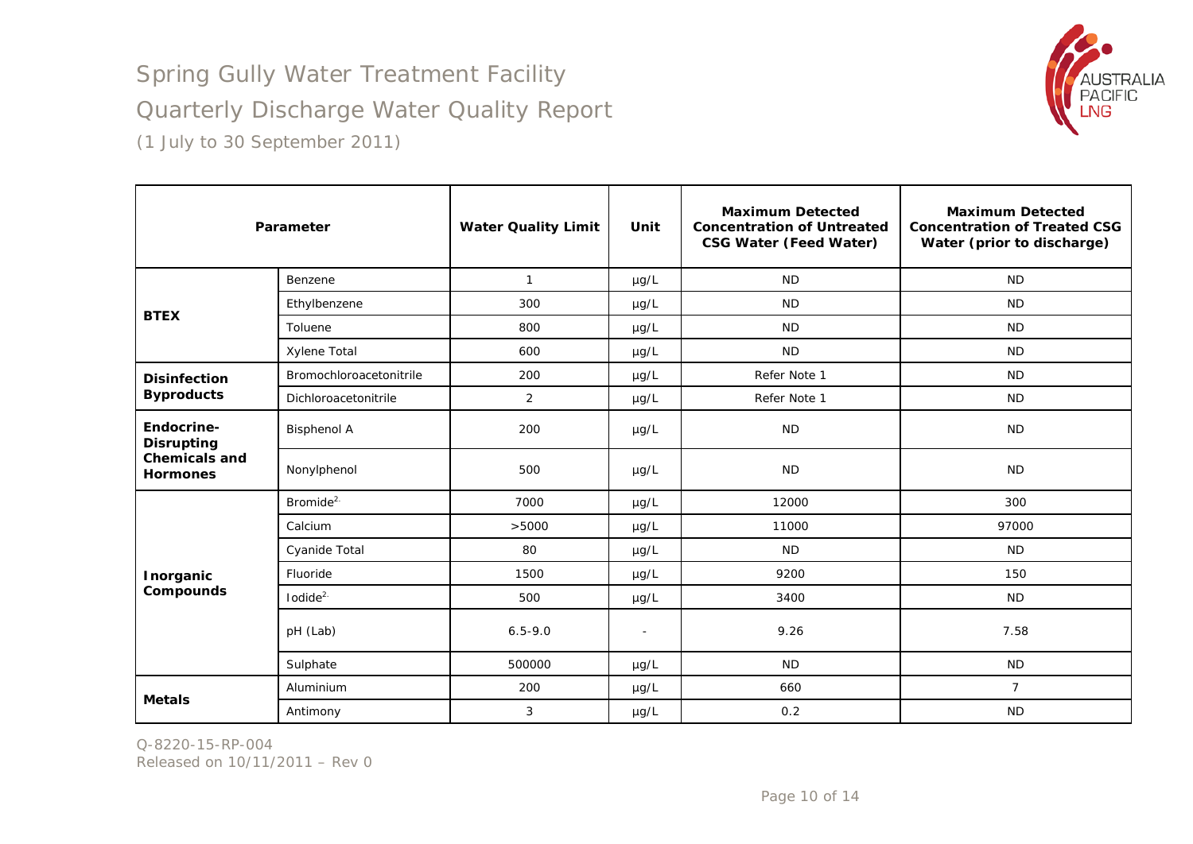# Spring Gully Water Treatment Facility

## Quarterly Discharge Water Quality Report

(1 July to 30 September 2011)

| Parameter | | Water Quality Limit | Unit | Maximum Detected Concentration of Untreated CSG Water (Feed Water) | Maximum Detected Concentration of Treated CSG Water (prior to discharge) |
|---|---|---|---|---|---|
| **BTEX** | Benzene | 1 | µg/L | ND | ND |
| | Ethylbenzene | 300 | µg/L | ND | ND |
| | Toluene | 800 | µg/L | ND | ND |
| | Xylene Total | 600 | µg/L | ND | ND |
| **Disinfection Byproducts** | Bromochloroacetonitrile | 200 | µg/L | Refer Note 1 | ND |
| | Dichloroacetonitrile | 2 | µg/L | Refer Note 1 | ND |
| **Endocrine-Disrupting Chemicals and Hormones** | Bisphenol A | 200 | µg/L | ND | ND |
| | Nonylphenol | 500 | µg/L | ND | ND |
| **Inorganic Compounds** | Bromide[2.] | 7000 | µg/L | 12000 | 300 |
| | Calcium | >5000 | µg/L | 11000 | 97000 |
| | Cyanide Total | 80 | µg/L | ND | ND |
| | Fluoride | 1500 | µg/L | 9200 | 150 |
| | Iodide[2.] | 500 | µg/L | 3400 | ND |
| | pH (Lab) | 6.5-9.0 | - | 9.26 | 7.58 |
| | Sulphate | 500000 | µg/L | ND | ND |
| **Metals** | Aluminium | 200 | µg/L | 660 | 7 |
| | Antimony | 3 | µg/L | 0.2 | ND |

Q-8220-15-RP-004
Released on 10/11/2011 – Rev 0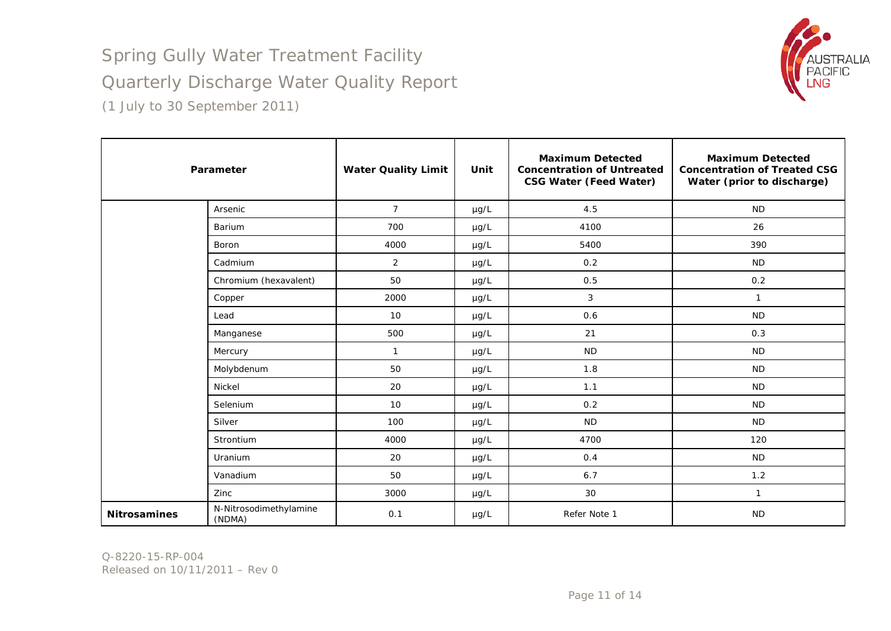# Spring Gully Water Treatment Facility

## Quarterly Discharge Water Quality Report

(1 July to 30 September 2011)

| Parameter | | Water Quality Limit | Unit | Maximum Detected Concentration of Untreated CSG Water (Feed Water) | Maximum Detected Concentration of Treated CSG Water (prior to discharge) |
|---|---|---|---|---|---|
| | Arsenic | 7 | µg/L | 4.5 | ND |
| | Barium | 700 | µg/L | 4100 | 26 |
| | Boron | 4000 | µg/L | 5400 | 390 |
| | Cadmium | 2 | µg/L | 0.2 | ND |
| | Chromium (hexavalent) | 50 | µg/L | 0.5 | 0.2 |
| | Copper | 2000 | µg/L | 3 | 1 |
| | Lead | 10 | µg/L | 0.6 | ND |
| | Manganese | 500 | µg/L | 21 | 0.3 |
| | Mercury | 1 | µg/L | ND | ND |
| | Molybdenum | 50 | µg/L | 1.8 | ND |
| | Nickel | 20 | µg/L | 1.1 | ND |
| | Selenium | 10 | µg/L | 0.2 | ND |
| | Silver | 100 | µg/L | ND | ND |
| | Strontium | 4000 | µg/L | 4700 | 120 |
| | Uranium | 20 | µg/L | 0.4 | ND |
| | Vanadium | 50 | µg/L | 6.7 | 1.2 |
| | Zinc | 3000 | µg/L | 30 | 1 |
| **Nitrosamines** | N-Nitrosodimethylamine (NDMA) | 0.1 | µg/L | Refer Note 1 | ND |

Q-8220-15-RP-004
Released on 10/11/2011 – Rev 0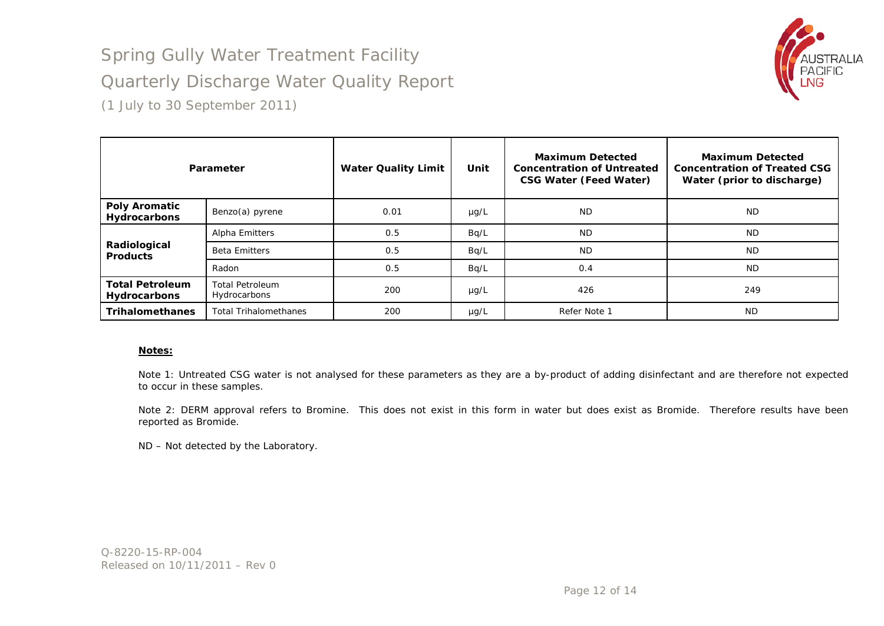# Spring Gully Water Treatment Facility

## Quarterly Discharge Water Quality Report

(1 July to 30 September 2011)

| Parameter | | Water Quality Limit | Unit | Maximum Detected Concentration of Untreated CSG Water (Feed Water) | Maximum Detected Concentration of Treated CSG Water (prior to discharge) |
|---|---|---|---|---|---|
| **Poly Aromatic Hydrocarbons** | Benzo(a) pyrene | 0.01 | µg/L | ND | ND |
| **Radiological Products** | Alpha Emitters | 0.5 | Bq/L | ND | ND |
| | Beta Emitters | 0.5 | Bq/L | ND | ND |
| | Radon | 0.5 | Bq/L | 0.4 | ND |
| **Total Petroleum Hydrocarbons** | Total Petroleum Hydrocarbons | 200 | µg/L | 426 | 249 |
| **Trihalomethanes** | Total Trihalomethanes | 200 | µg/L | Refer Note 1 | ND |

**Notes:**

Note 1: Untreated CSG water is not analysed for these parameters as they are a by-product of adding disinfectant and are therefore not expected to occur in these samples.

Note 2: DERM approval refers to Bromine. This does not exist in this form in water but does exist as Bromide. Therefore results have been reported as Bromide.

ND – Not detected by the Laboratory.

Q-8220-15-RP-004
Released on 10/11/2011 – Rev 0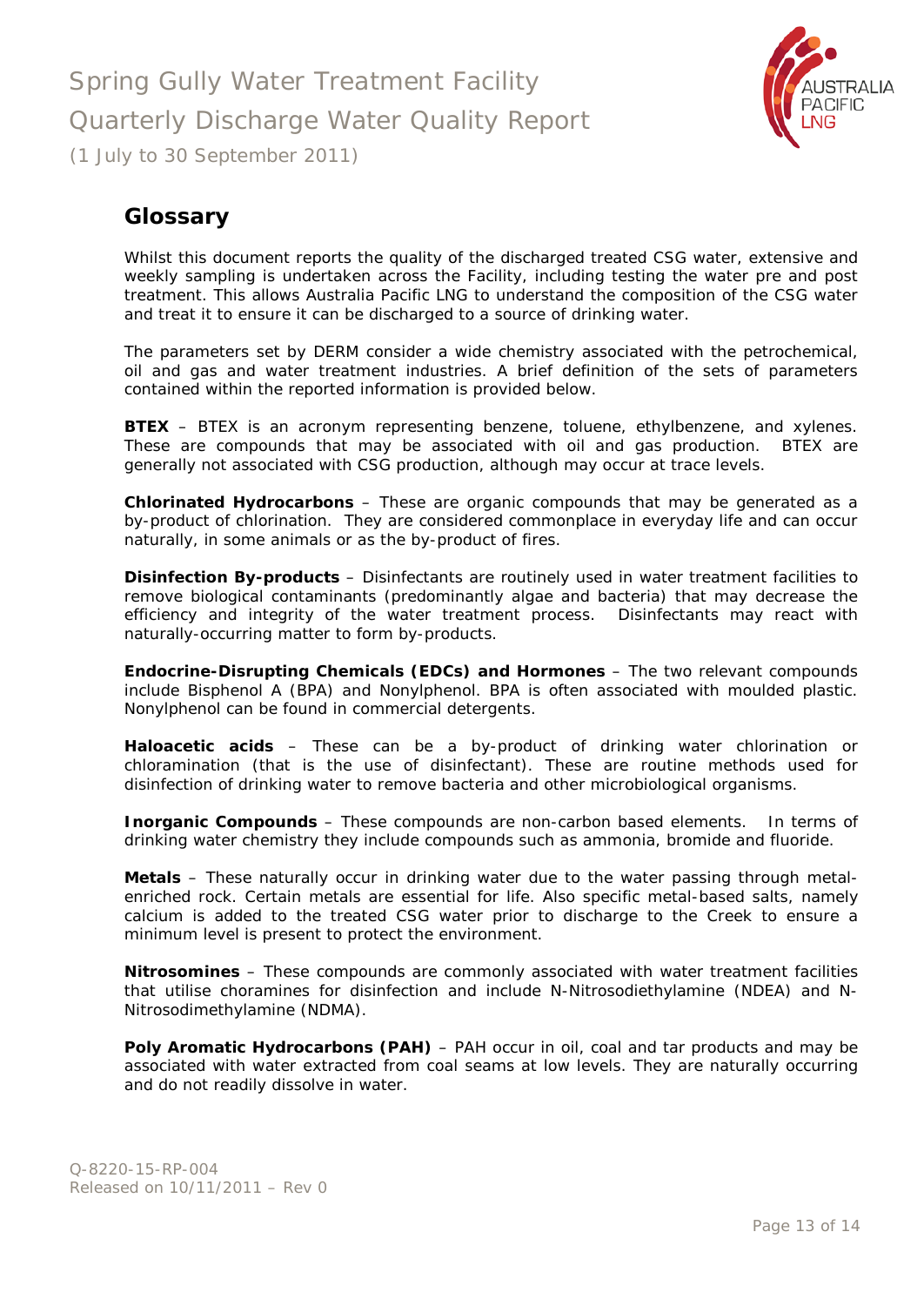## Glossary

Whilst this document reports the quality of the discharged treated CSG water, extensive and weekly sampling is undertaken across the Facility, including testing the water pre and post treatment. This allows Australia Pacific LNG to understand the composition of the CSG water and treat it to ensure it can be discharged to a source of drinking water.

The parameters set by DERM consider a wide chemistry associated with the petrochemical, oil and gas and water treatment industries. A brief definition of the sets of parameters contained within the reported information is provided below.

**BTEX** – BTEX is an acronym representing benzene, toluene, ethylbenzene, and xylenes. These are compounds that may be associated with oil and gas production. BTEX are generally not associated with CSG production, although may occur at trace levels.

**Chlorinated Hydrocarbons** – These are organic compounds that may be generated as a by-product of chlorination. They are considered commonplace in everyday life and can occur naturally, in some animals or as the by-product of fires.

**Disinfection By-products** – Disinfectants are routinely used in water treatment facilities to remove biological contaminants (predominantly algae and bacteria) that may decrease the efficiency and integrity of the water treatment process. Disinfectants may react with naturally-occurring matter to form by-products.

**Endocrine-Disrupting Chemicals (EDCs) and Hormones** – The two relevant compounds include Bisphenol A (BPA) and Nonylphenol. BPA is often associated with moulded plastic. Nonylphenol can be found in commercial detergents.

**Haloacetic acids** – These can be a by-product of drinking water chlorination or chloramination (that is the use of disinfectant). These are routine methods used for disinfection of drinking water to remove bacteria and other microbiological organisms.

**Inorganic Compounds** – These compounds are non-carbon based elements. In terms of drinking water chemistry they include compounds such as ammonia, bromide and fluoride.

**Metals** – These naturally occur in drinking water due to the water passing through metal-enriched rock. Certain metals are essential for life. Also specific metal-based salts, namely calcium is added to the treated CSG water prior to discharge to the Creek to ensure a minimum level is present to protect the environment.

**Nitrosomines** – These compounds are commonly associated with water treatment facilities that utilise choramines for disinfection and include N-Nitrosodiethylamine (NDEA) and N-Nitrosodimethylamine (NDMA).

**Poly Aromatic Hydrocarbons (PAH)** – PAH occur in oil, coal and tar products and may be associated with water extracted from coal seams at low levels. They are naturally occurring and do not readily dissolve in water.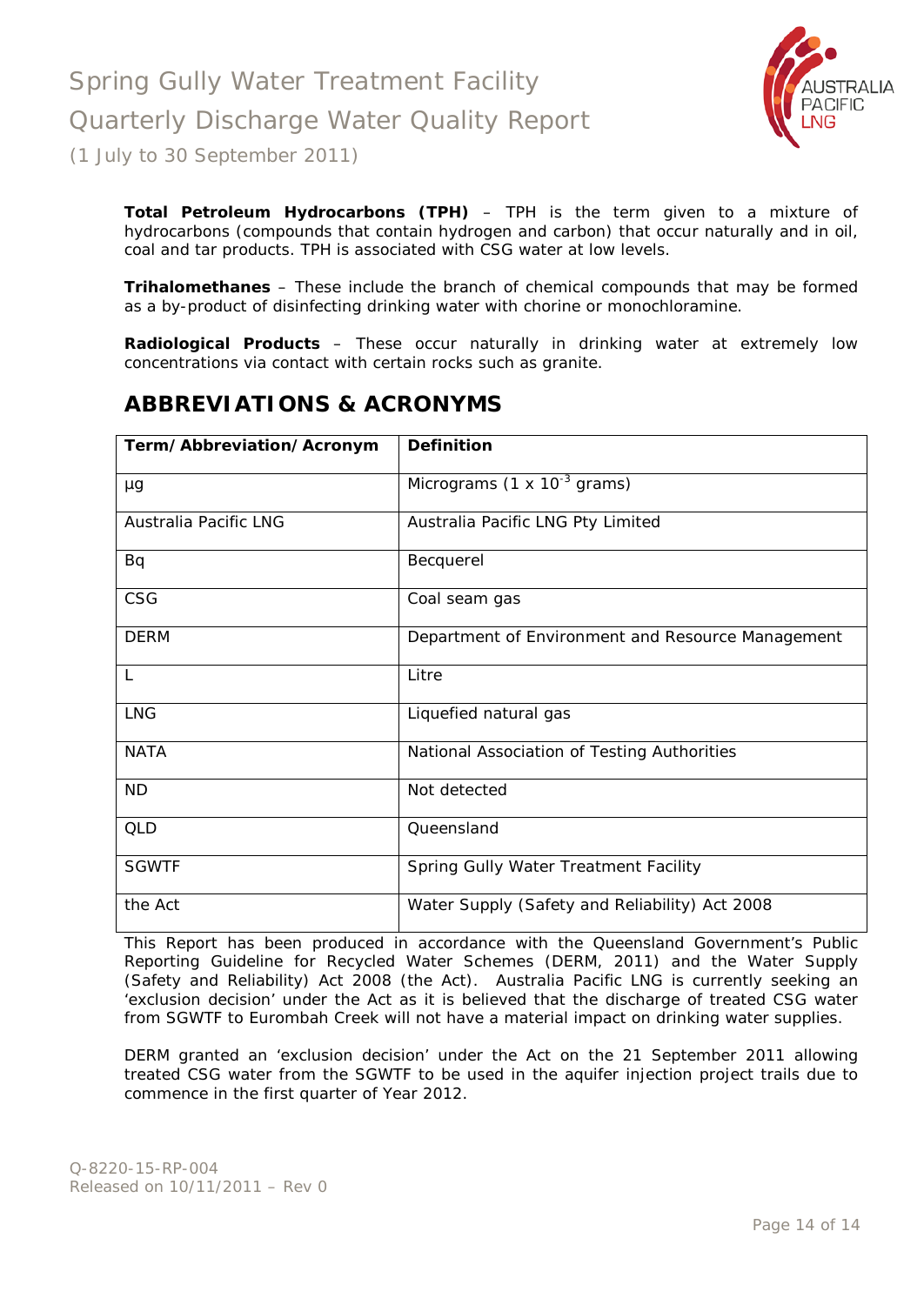**Total Petroleum Hydrocarbons (TPH)** – TPH is the term given to a mixture of hydrocarbons (compounds that contain hydrogen and carbon) that occur naturally and in oil, coal and tar products. TPH is associated with CSG water at low levels.

**Trihalomethanes** – These include the branch of chemical compounds that may be formed as a by-product of disinfecting drinking water with chorine or monochloramine.

**Radiological Products** – These occur naturally in drinking water at extremely low concentrations via contact with certain rocks such as granite.

## ABBREVIATIONS & ACRONYMS

| Term/Abbreviation/Acronym | Definition |
|---|---|
| µg | Micrograms (1 x $10^{-3}$ grams) |
| Australia Pacific LNG | Australia Pacific LNG Pty Limited |
| Bq | Becquerel |
| CSG | Coal seam gas |
| DERM | Department of Environment and Resource Management |
| L | Litre |
| LNG | Liquefied natural gas |
| NATA | National Association of Testing Authorities |
| ND | Not detected |
| QLD | Queensland |
| SGWTF | Spring Gully Water Treatment Facility |
| the Act | Water Supply (Safety and Reliability) Act 2008 |

This Report has been produced in accordance with the Queensland Government's Public Reporting Guideline for Recycled Water Schemes (DERM, 2011) and the Water Supply (Safety and Reliability) Act 2008 (the Act). Australia Pacific LNG is currently seeking an 'exclusion decision' under the Act as it is believed that the discharge of treated CSG water from SGWTF to Eurombah Creek will not have a material impact on drinking water supplies.

DERM granted an 'exclusion decision' under the Act on the 21 September 2011 allowing treated CSG water from the SGWTF to be used in the aquifer injection project trails due to commence in the first quarter of Year 2012.